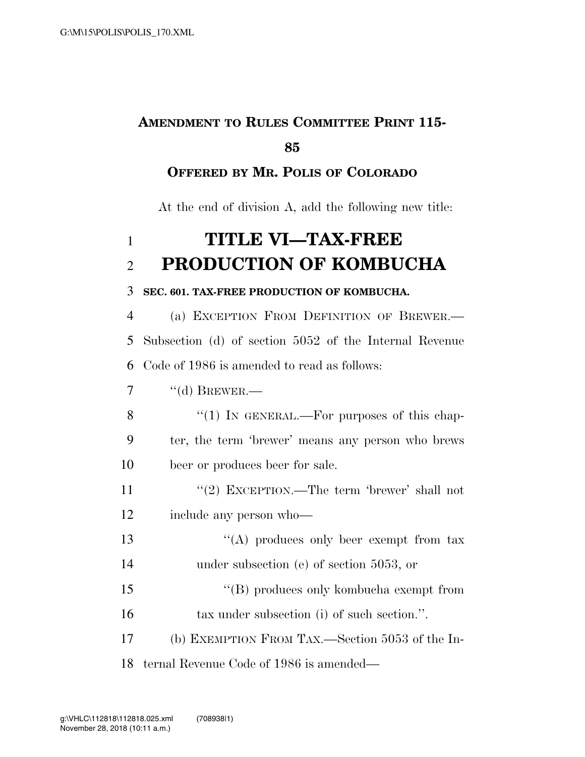**AMENDMENT TO RULES COMMITTEE PRINT 115-85**

**OFFERED BY MR. POLIS OF COLORADO**

At the end of division A, add the following new title:

# TITLE VI—TAX-FREE PRODUCTION OF KOMBUCHA

**SEC. 601. TAX-FREE PRODUCTION OF KOMBUCHA.**

(a) EXCEPTION FROM DEFINITION OF BREWER.—Subsection (d) of section 5052 of the Internal Revenue Code of 1986 is amended to read as follows:

"(d) BREWER.—

"(1) IN GENERAL.—For purposes of this chapter, the term 'brewer' means any person who brews beer or produces beer for sale.

"(2) EXCEPTION.—The term 'brewer' shall not include any person who—

"(A) produces only beer exempt from tax under subsection (e) of section 5053, or

"(B) produces only kombucha exempt from tax under subsection (i) of such section.".

(b) EXEMPTION FROM TAX.—Section 5053 of the Internal Revenue Code of 1986 is amended—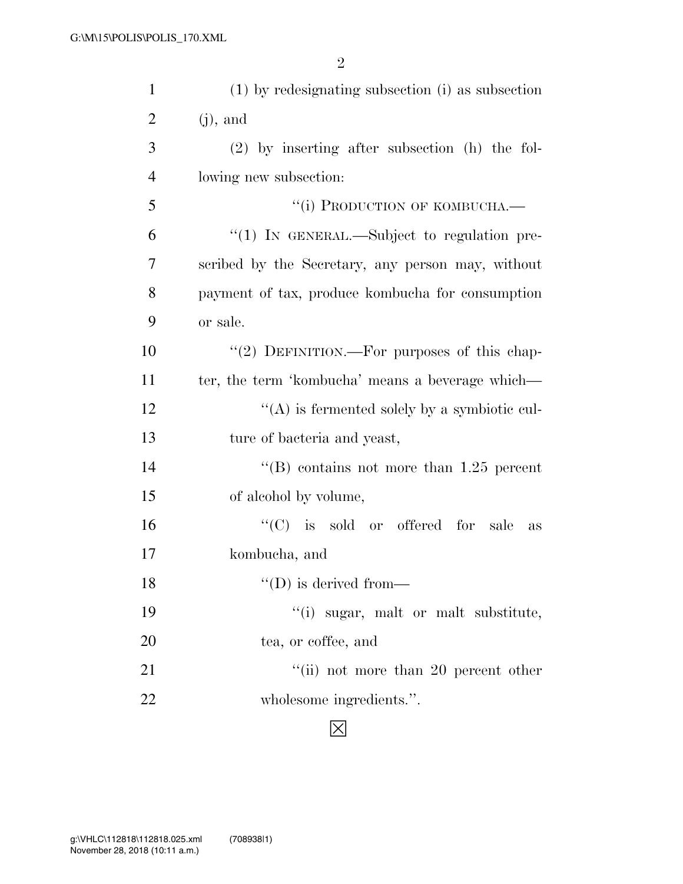(1) by redesignating subsection (i) as subsection (j), and

(2) by inserting after subsection (h) the following new subsection:

"(i) PRODUCTION OF KOMBUCHA.—

"(1) IN GENERAL.—Subject to regulation prescribed by the Secretary, any person may, without payment of tax, produce kombucha for consumption or sale.

"(2) DEFINITION.—For purposes of this chapter, the term 'kombucha' means a beverage which—

"(A) is fermented solely by a symbiotic culture of bacteria and yeast,

"(B) contains not more than 1.25 percent of alcohol by volume,

"(C) is sold or offered for sale as kombucha, and

"(D) is derived from—

"(i) sugar, malt or malt substitute, tea, or coffee, and

"(ii) not more than 20 percent other wholesome ingredients.".

☒